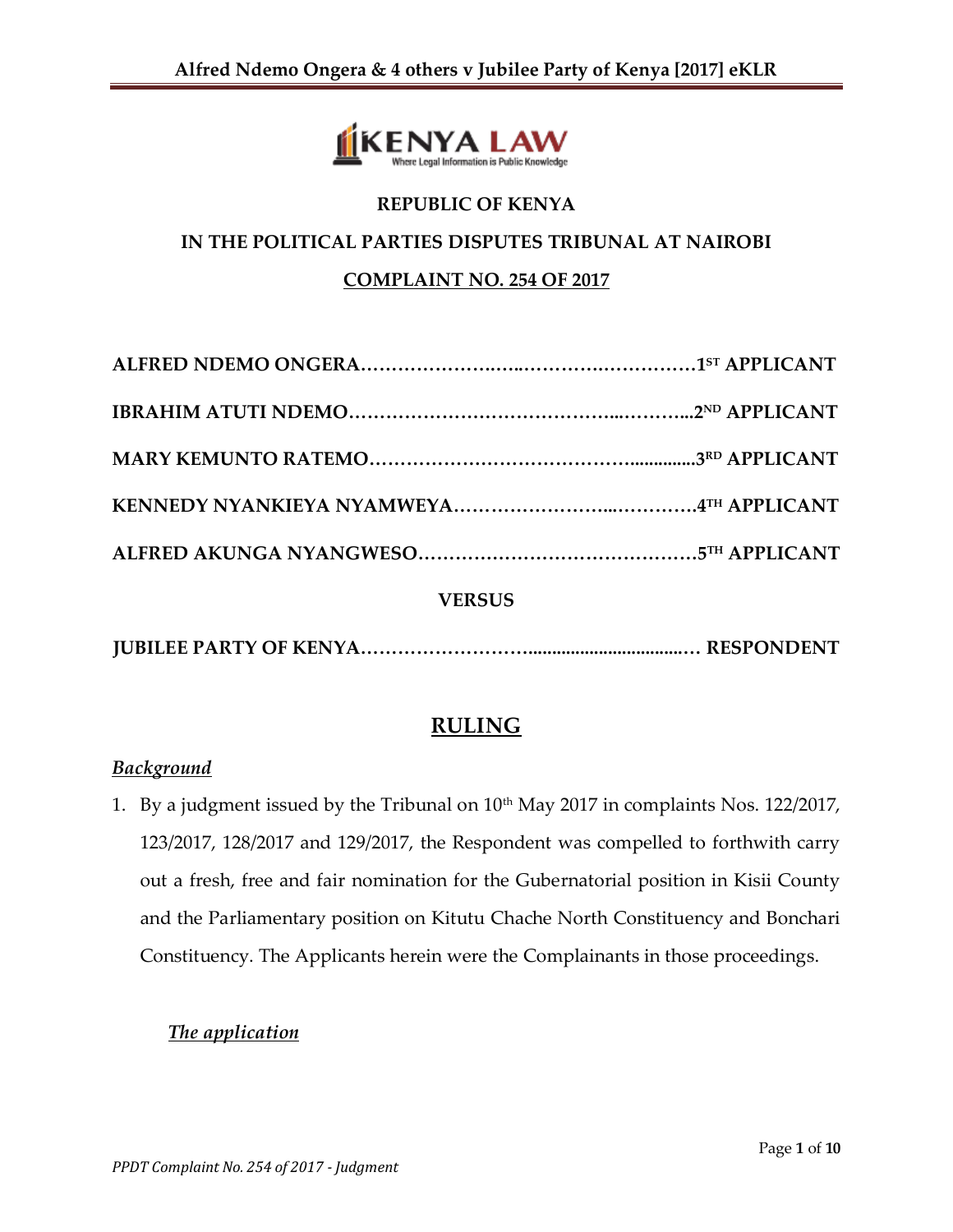**REPUBLIC OF KENYA**

**IN THE POLITICAL PARTIES DISPUTES TRIBUNAL AT NAIROBI**

**COMPLAINT NO. 254 OF 2017**

**ALFRED NDEMO ONGERA……………………………………………………1ST APPLICANT**

**IBRAHIM ATUTI NDEMO…………………………………………………….2ND APPLICANT**

**MARY KEMUNTO RATEMO……………………………………………………3RD APPLICANT**

**KENNEDY NYANKIEYA NYAMWEYA…………………………………………4TH APPLICANT**

**ALFRED AKUNGA NYANGWESO………………………………………………5TH APPLICANT**

**VERSUS**

**JUBILEE PARTY OF KENYA…………………………………………………… RESPONDENT**

# RULING

***Background***

1. By a judgment issued by the Tribunal on 10th May 2017 in complaints Nos. 122/2017, 123/2017, 128/2017 and 129/2017, the Respondent was compelled to forthwith carry out a fresh, free and fair nomination for the Gubernatorial position in Kisii County and the Parliamentary position on Kitutu Chache North Constituency and Bonchari Constituency. The Applicants herein were the Complainants in those proceedings.

***The application***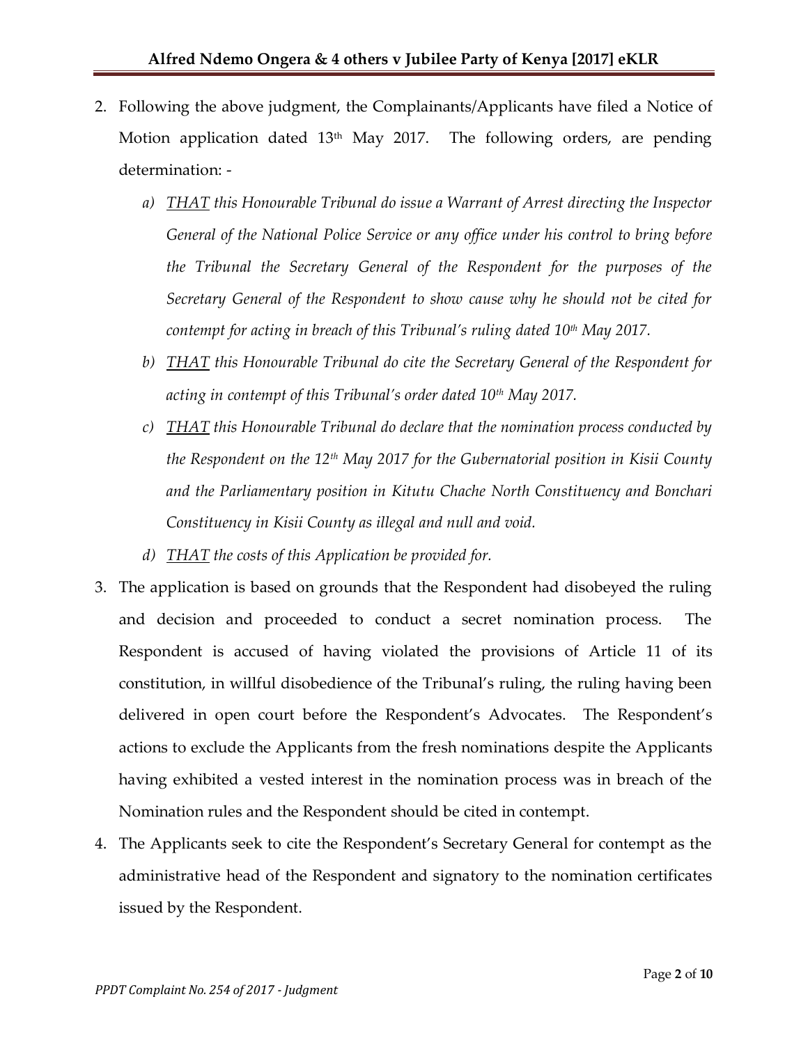2. Following the above judgment, the Complainants/Applicants have filed a Notice of Motion application dated 13th May 2017. The following orders, are pending determination: -

   a) THAT *this Honourable Tribunal do issue a Warrant of Arrest directing the Inspector General of the National Police Service or any office under his control to bring before the Tribunal the Secretary General of the Respondent for the purposes of the Secretary General of the Respondent to show cause why he should not be cited for contempt for acting in breach of this Tribunal's ruling dated 10th May 2017.*

   b) THAT *this Honourable Tribunal do cite the Secretary General of the Respondent for acting in contempt of this Tribunal's order dated 10th May 2017.*

   c) THAT *this Honourable Tribunal do declare that the nomination process conducted by the Respondent on the 12th May 2017 for the Gubernatorial position in Kisii County and the Parliamentary position in Kitutu Chache North Constituency and Bonchari Constituency in Kisii County as illegal and null and void.*

   d) THAT *the costs of this Application be provided for.*

3. The application is based on grounds that the Respondent had disobeyed the ruling and decision and proceeded to conduct a secret nomination process. The Respondent is accused of having violated the provisions of Article 11 of its constitution, in willful disobedience of the Tribunal's ruling, the ruling having been delivered in open court before the Respondent's Advocates. The Respondent's actions to exclude the Applicants from the fresh nominations despite the Applicants having exhibited a vested interest in the nomination process was in breach of the Nomination rules and the Respondent should be cited in contempt.

4. The Applicants seek to cite the Respondent's Secretary General for contempt as the administrative head of the Respondent and signatory to the nomination certificates issued by the Respondent.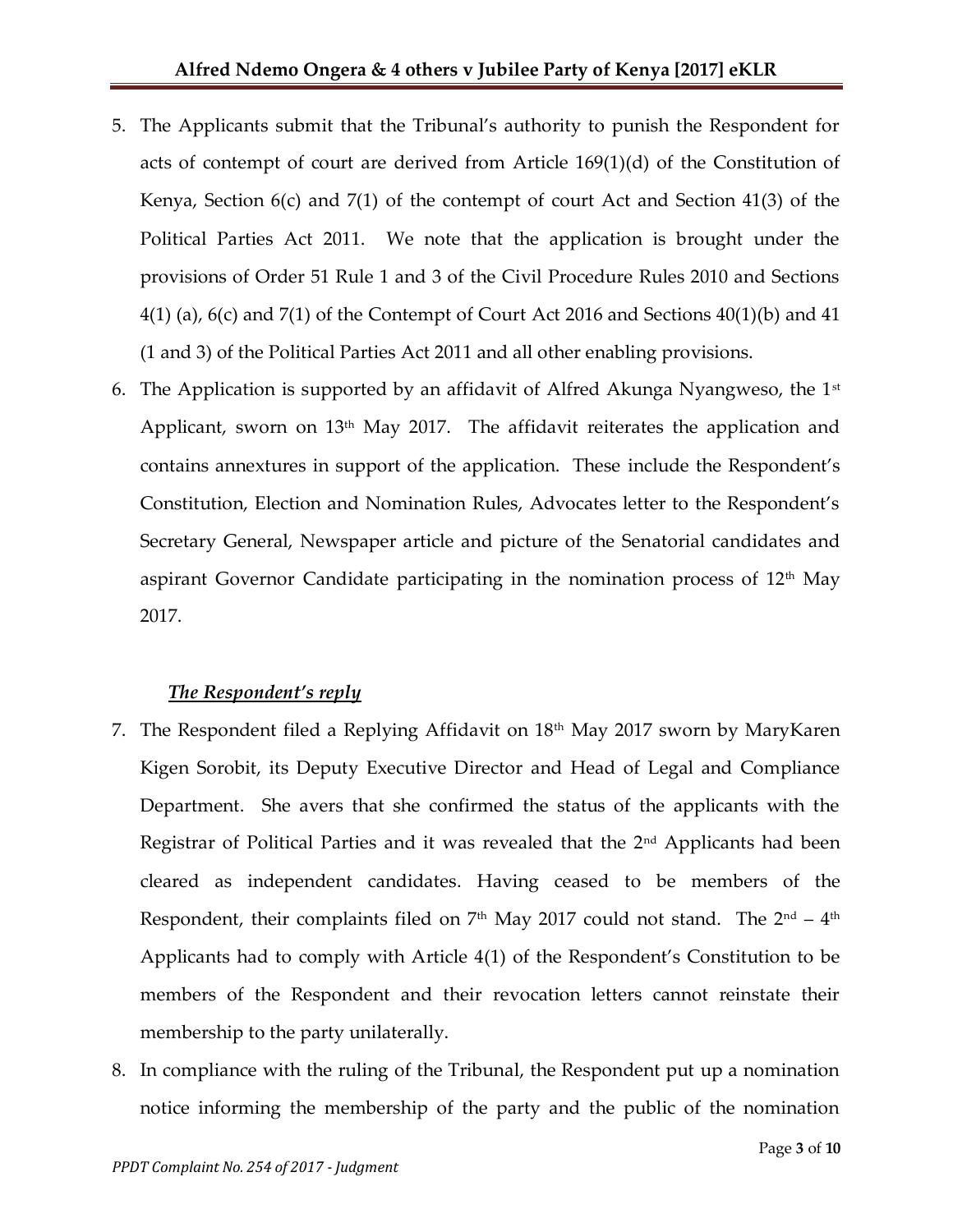5. The Applicants submit that the Tribunal's authority to punish the Respondent for acts of contempt of court are derived from Article 169(1)(d) of the Constitution of Kenya, Section 6(c) and 7(1) of the contempt of court Act and Section 41(3) of the Political Parties Act 2011. We note that the application is brought under the provisions of Order 51 Rule 1 and 3 of the Civil Procedure Rules 2010 and Sections 4(1) (a), 6(c) and 7(1) of the Contempt of Court Act 2016 and Sections 40(1)(b) and 41 (1 and 3) of the Political Parties Act 2011 and all other enabling provisions.

6. The Application is supported by an affidavit of Alfred Akunga Nyangweso, the 1st Applicant, sworn on 13th May 2017. The affidavit reiterates the application and contains annextures in support of the application. These include the Respondent's Constitution, Election and Nomination Rules, Advocates letter to the Respondent's Secretary General, Newspaper article and picture of the Senatorial candidates and aspirant Governor Candidate participating in the nomination process of 12th May 2017.

### ***The Respondent's reply***

7. The Respondent filed a Replying Affidavit on 18th May 2017 sworn by MaryKaren Kigen Sorobit, its Deputy Executive Director and Head of Legal and Compliance Department. She avers that she confirmed the status of the applicants with the Registrar of Political Parties and it was revealed that the 2nd Applicants had been cleared as independent candidates. Having ceased to be members of the Respondent, their complaints filed on 7th May 2017 could not stand. The 2nd – 4th Applicants had to comply with Article 4(1) of the Respondent's Constitution to be members of the Respondent and their revocation letters cannot reinstate their membership to the party unilaterally.

8. In compliance with the ruling of the Tribunal, the Respondent put up a nomination notice informing the membership of the party and the public of the nomination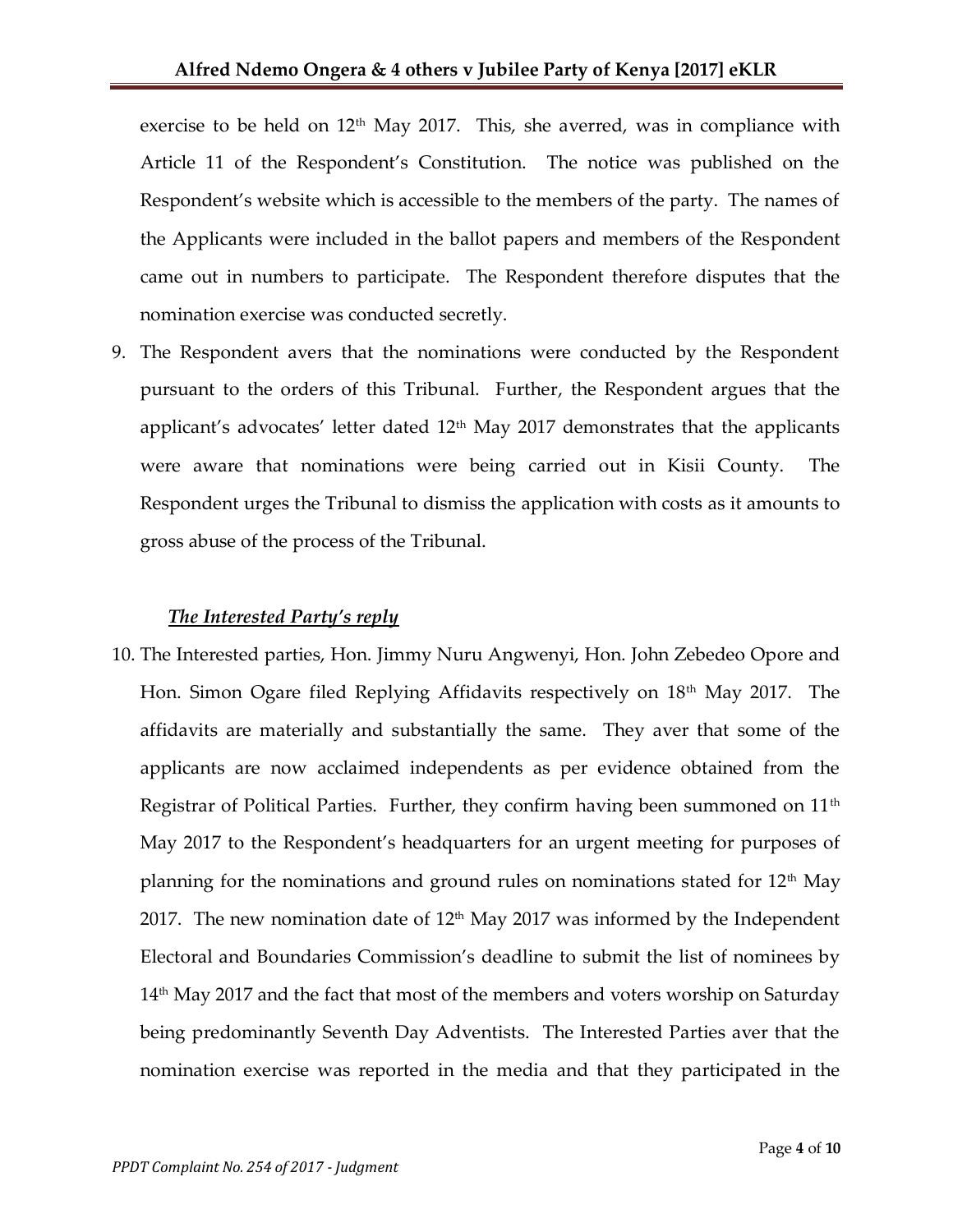exercise to be held on 12th May 2017. This, she averred, was in compliance with Article 11 of the Respondent's Constitution. The notice was published on the Respondent's website which is accessible to the members of the party. The names of the Applicants were included in the ballot papers and members of the Respondent came out in numbers to participate. The Respondent therefore disputes that the nomination exercise was conducted secretly.

9. The Respondent avers that the nominations were conducted by the Respondent pursuant to the orders of this Tribunal. Further, the Respondent argues that the applicant's advocates' letter dated 12th May 2017 demonstrates that the applicants were aware that nominations were being carried out in Kisii County. The Respondent urges the Tribunal to dismiss the application with costs as it amounts to gross abuse of the process of the Tribunal.

***<u>The Interested Party's reply</u>***

10. The Interested parties, Hon. Jimmy Nuru Angwenyi, Hon. John Zebedeo Opore and Hon. Simon Ogare filed Replying Affidavits respectively on 18th May 2017. The affidavits are materially and substantially the same. They aver that some of the applicants are now acclaimed independents as per evidence obtained from the Registrar of Political Parties. Further, they confirm having been summoned on 11th May 2017 to the Respondent's headquarters for an urgent meeting for purposes of planning for the nominations and ground rules on nominations stated for 12th May 2017. The new nomination date of 12th May 2017 was informed by the Independent Electoral and Boundaries Commission's deadline to submit the list of nominees by 14th May 2017 and the fact that most of the members and voters worship on Saturday being predominantly Seventh Day Adventists. The Interested Parties aver that the nomination exercise was reported in the media and that they participated in the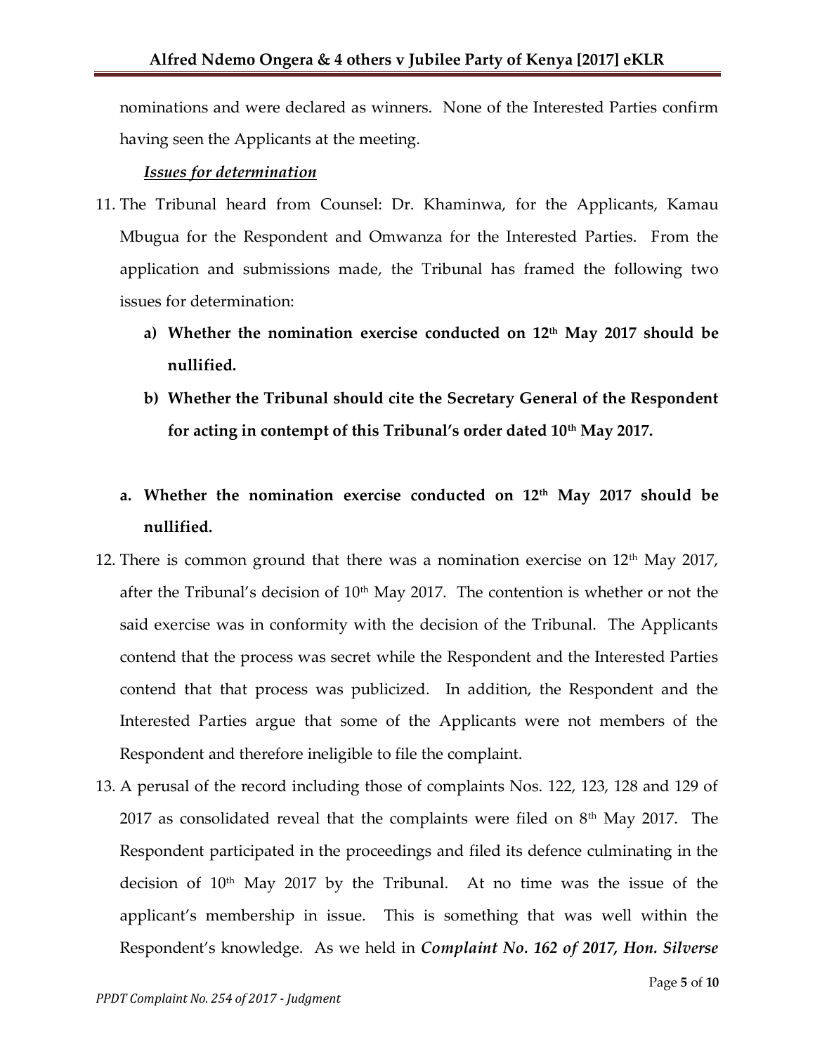nominations and were declared as winners. None of the Interested Parties confirm having seen the Applicants at the meeting.

***Issues for determination***

11. The Tribunal heard from Counsel: Dr. Khaminwa, for the Applicants, Kamau Mbugua for the Respondent and Omwanza for the Interested Parties. From the application and submissions made, the Tribunal has framed the following two issues for determination:

    a) **Whether the nomination exercise conducted on 12th May 2017 should be nullified.**

    b) **Whether the Tribunal should cite the Secretary General of the Respondent for acting in contempt of this Tribunal's order dated 10th May 2017.**

**a. Whether the nomination exercise conducted on 12th May 2017 should be nullified.**

12. There is common ground that there was a nomination exercise on 12th May 2017, after the Tribunal's decision of 10th May 2017. The contention is whether or not the said exercise was in conformity with the decision of the Tribunal. The Applicants contend that the process was secret while the Respondent and the Interested Parties contend that that process was publicized. In addition, the Respondent and the Interested Parties argue that some of the Applicants were not members of the Respondent and therefore ineligible to file the complaint.

13. A perusal of the record including those of complaints Nos. 122, 123, 128 and 129 of 2017 as consolidated reveal that the complaints were filed on 8th May 2017. The Respondent participated in the proceedings and filed its defence culminating in the decision of 10th May 2017 by the Tribunal. At no time was the issue of the applicant's membership in issue. This is something that was well within the Respondent's knowledge. As we held in ***Complaint No. 162 of 2017, Hon. Silverse***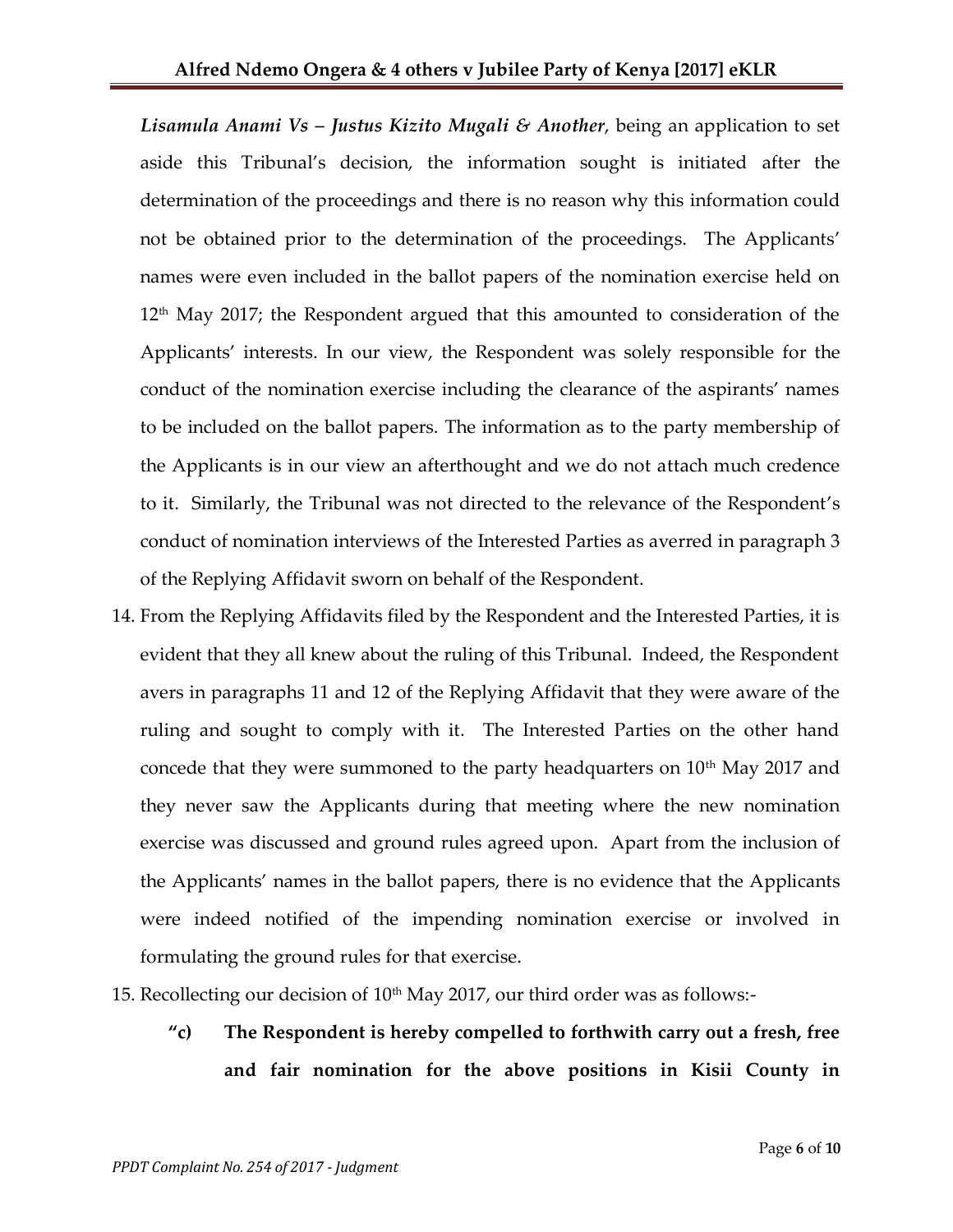*Lisamula Anami Vs – Justus Kizito Mugali & Another*, being an application to set aside this Tribunal's decision, the information sought is initiated after the determination of the proceedings and there is no reason why this information could not be obtained prior to the determination of the proceedings. The Applicants' names were even included in the ballot papers of the nomination exercise held on 12th May 2017; the Respondent argued that this amounted to consideration of the Applicants' interests. In our view, the Respondent was solely responsible for the conduct of the nomination exercise including the clearance of the aspirants' names to be included on the ballot papers. The information as to the party membership of the Applicants is in our view an afterthought and we do not attach much credence to it. Similarly, the Tribunal was not directed to the relevance of the Respondent's conduct of nomination interviews of the Interested Parties as averred in paragraph 3 of the Replying Affidavit sworn on behalf of the Respondent.

14. From the Replying Affidavits filed by the Respondent and the Interested Parties, it is evident that they all knew about the ruling of this Tribunal. Indeed, the Respondent avers in paragraphs 11 and 12 of the Replying Affidavit that they were aware of the ruling and sought to comply with it. The Interested Parties on the other hand concede that they were summoned to the party headquarters on 10th May 2017 and they never saw the Applicants during that meeting where the new nomination exercise was discussed and ground rules agreed upon. Apart from the inclusion of the Applicants' names in the ballot papers, there is no evidence that the Applicants were indeed notified of the impending nomination exercise or involved in formulating the ground rules for that exercise.

15. Recollecting our decision of 10th May 2017, our third order was as follows:-

    **"c) The Respondent is hereby compelled to forthwith carry out a fresh, free and fair nomination for the above positions in Kisii County in**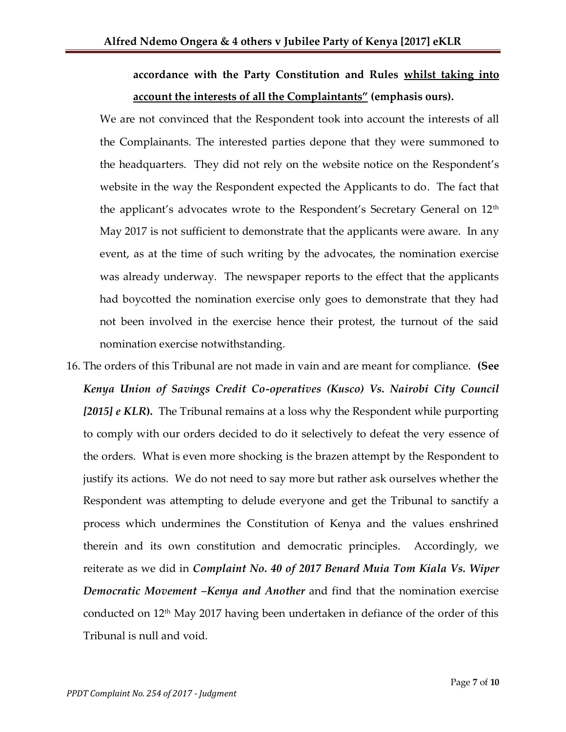**accordance with the Party Constitution and Rules <u>whilst taking into account the interests of all the Complaintants"</u> (emphasis ours).**

We are not convinced that the Respondent took into account the interests of all the Complainants. The interested parties depone that they were summoned to the headquarters. They did not rely on the website notice on the Respondent's website in the way the Respondent expected the Applicants to do. The fact that the applicant's advocates wrote to the Respondent's Secretary General on 12th May 2017 is not sufficient to demonstrate that the applicants were aware. In any event, as at the time of such writing by the advocates, the nomination exercise was already underway. The newspaper reports to the effect that the applicants had boycotted the nomination exercise only goes to demonstrate that they had not been involved in the exercise hence their protest, the turnout of the said nomination exercise notwithstanding.

16. The orders of this Tribunal are not made in vain and are meant for compliance. **(See *Kenya Union of Savings Credit Co-operatives (Kusco) Vs. Nairobi City Council [2015] e KLR*).** The Tribunal remains at a loss why the Respondent while purporting to comply with our orders decided to do it selectively to defeat the very essence of the orders. What is even more shocking is the brazen attempt by the Respondent to justify its actions. We do not need to say more but rather ask ourselves whether the Respondent was attempting to delude everyone and get the Tribunal to sanctify a process which undermines the Constitution of Kenya and the values enshrined therein and its own constitution and democratic principles. Accordingly, we reiterate as we did in ***Complaint No. 40 of 2017 Benard Muia Tom Kiala Vs. Wiper Democratic Movement –Kenya and Another*** and find that the nomination exercise conducted on 12th May 2017 having been undertaken in defiance of the order of this Tribunal is null and void.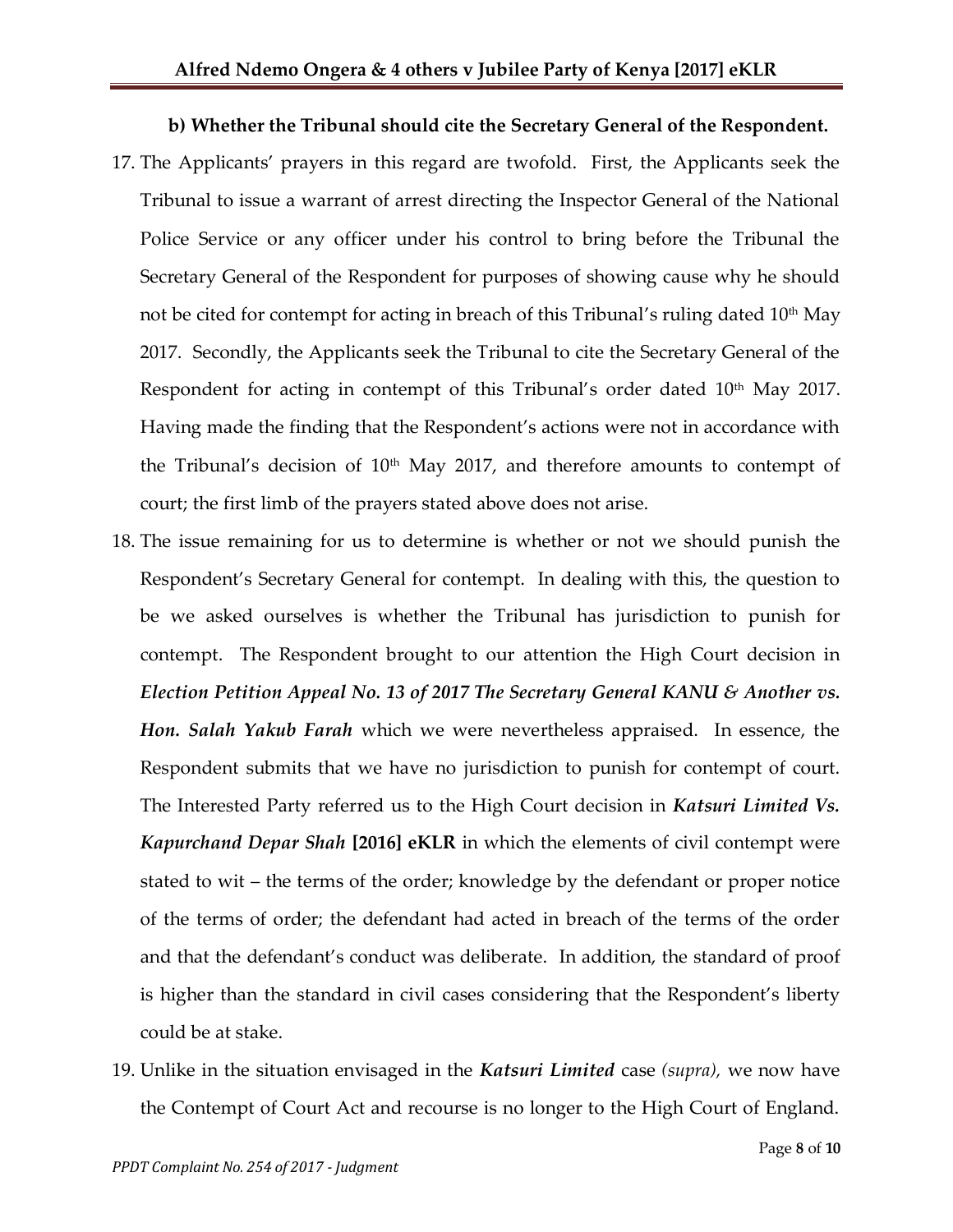**b) Whether the Tribunal should cite the Secretary General of the Respondent.**

17. The Applicants' prayers in this regard are twofold. First, the Applicants seek the Tribunal to issue a warrant of arrest directing the Inspector General of the National Police Service or any officer under his control to bring before the Tribunal the Secretary General of the Respondent for purposes of showing cause why he should not be cited for contempt for acting in breach of this Tribunal's ruling dated 10th May 2017. Secondly, the Applicants seek the Tribunal to cite the Secretary General of the Respondent for acting in contempt of this Tribunal's order dated 10th May 2017. Having made the finding that the Respondent's actions were not in accordance with the Tribunal's decision of 10th May 2017, and therefore amounts to contempt of court; the first limb of the prayers stated above does not arise.

18. The issue remaining for us to determine is whether or not we should punish the Respondent's Secretary General for contempt. In dealing with this, the question to be we asked ourselves is whether the Tribunal has jurisdiction to punish for contempt. The Respondent brought to our attention the High Court decision in ***Election Petition Appeal No. 13 of 2017 The Secretary General KANU & Another vs. Hon. Salah Yakub Farah*** which we were nevertheless appraised. In essence, the Respondent submits that we have no jurisdiction to punish for contempt of court. The Interested Party referred us to the High Court decision in ***Katsuri Limited Vs. Kapurchand Depar Shah* [2016] eKLR** in which the elements of civil contempt were stated to wit – the terms of the order; knowledge by the defendant or proper notice of the terms of order; the defendant had acted in breach of the terms of the order and that the defendant's conduct was deliberate. In addition, the standard of proof is higher than the standard in civil cases considering that the Respondent's liberty could be at stake.

19. Unlike in the situation envisaged in the ***Katsuri Limited*** case *(supra),* we now have the Contempt of Court Act and recourse is no longer to the High Court of England.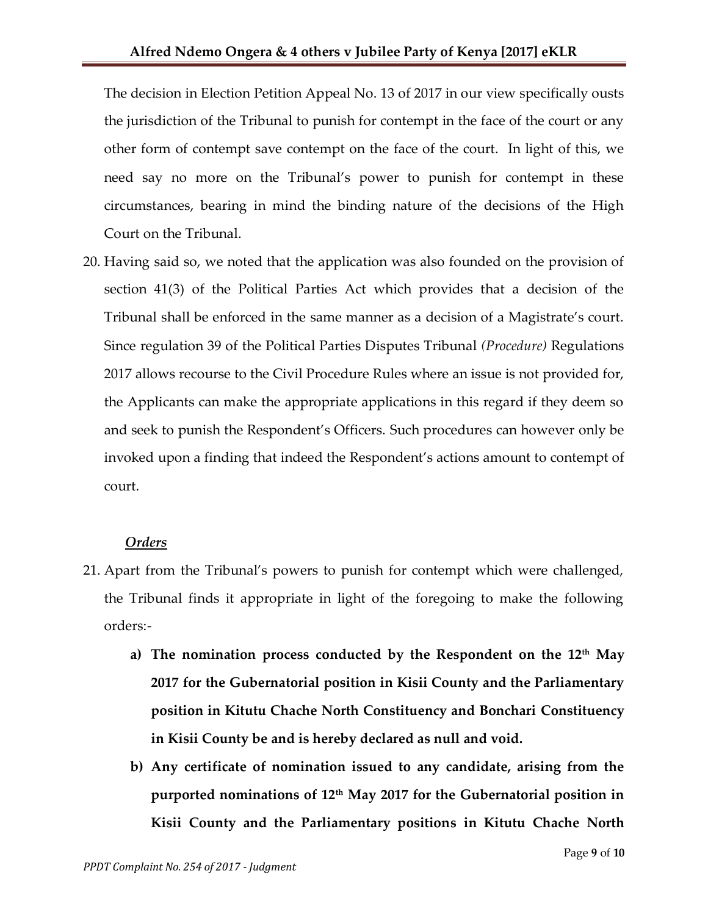The decision in Election Petition Appeal No. 13 of 2017 in our view specifically ousts the jurisdiction of the Tribunal to punish for contempt in the face of the court or any other form of contempt save contempt on the face of the court. In light of this, we need say no more on the Tribunal's power to punish for contempt in these circumstances, bearing in mind the binding nature of the decisions of the High Court on the Tribunal.

20. Having said so, we noted that the application was also founded on the provision of section 41(3) of the Political Parties Act which provides that a decision of the Tribunal shall be enforced in the same manner as a decision of a Magistrate's court. Since regulation 39 of the Political Parties Disputes Tribunal *(Procedure)* Regulations 2017 allows recourse to the Civil Procedure Rules where an issue is not provided for, the Applicants can make the appropriate applications in this regard if they deem so and seek to punish the Respondent's Officers. Such procedures can however only be invoked upon a finding that indeed the Respondent's actions amount to contempt of court.

***Orders***

21. Apart from the Tribunal's powers to punish for contempt which were challenged, the Tribunal finds it appropriate in light of the foregoing to make the following orders:-

    a) **The nomination process conducted by the Respondent on the 12th May 2017 for the Gubernatorial position in Kisii County and the Parliamentary position in Kitutu Chache North Constituency and Bonchari Constituency in Kisii County be and is hereby declared as null and void.**

    b) **Any certificate of nomination issued to any candidate, arising from the purported nominations of 12th May 2017 for the Gubernatorial position in Kisii County and the Parliamentary positions in Kitutu Chache North**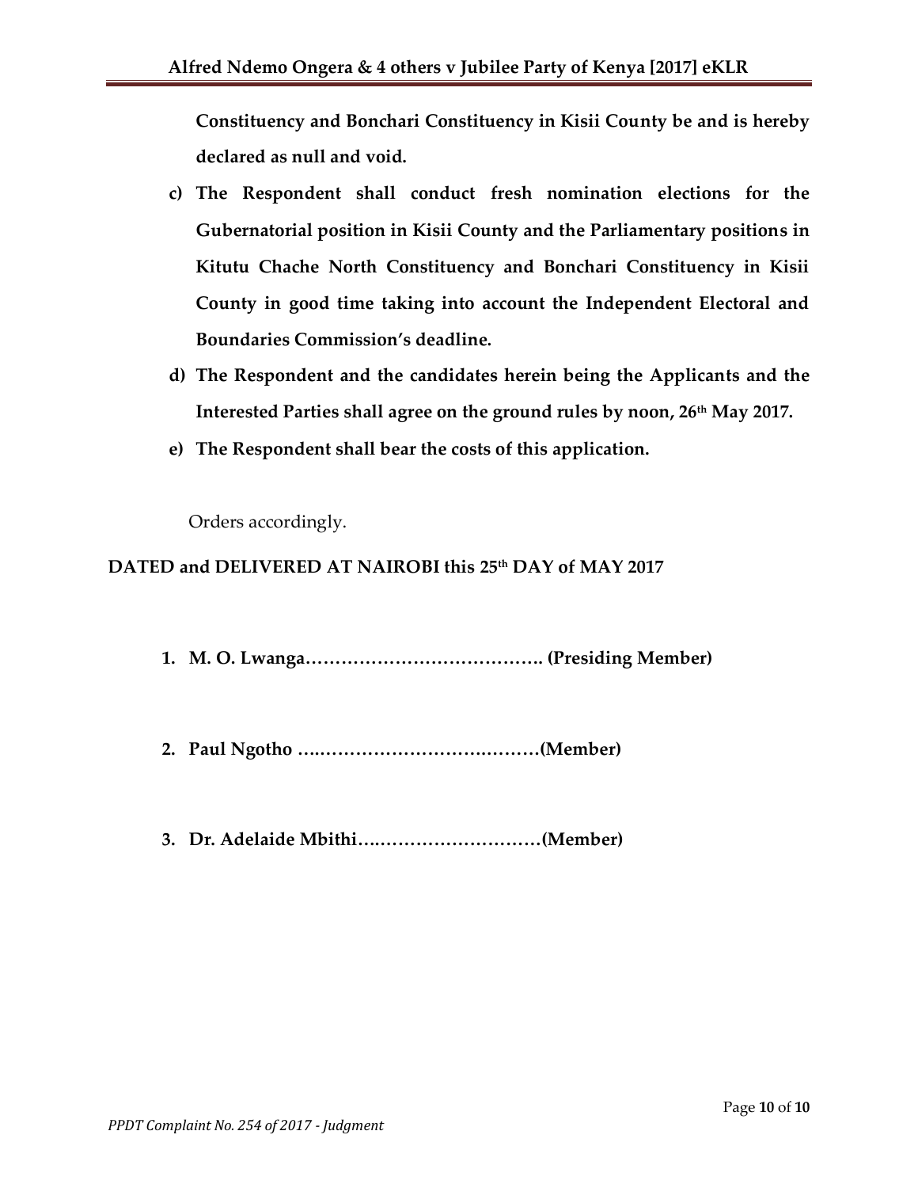**Constituency and Bonchari Constituency in Kisii County be and is hereby declared as null and void.**

c) **The Respondent shall conduct fresh nomination elections for the Gubernatorial position in Kisii County and the Parliamentary positions in Kitutu Chache North Constituency and Bonchari Constituency in Kisii County in good time taking into account the Independent Electoral and Boundaries Commission's deadline.**

d) **The Respondent and the candidates herein being the Applicants and the Interested Parties shall agree on the ground rules by noon, 26th May 2017.**

e) **The Respondent shall bear the costs of this application.**

Orders accordingly.

**DATED and DELIVERED AT NAIROBI this 25th DAY of MAY 2017**

1. **M. O. Lwanga…………………………………. (Presiding Member)**

2. **Paul Ngotho ….……………………….………(Member)**

3. **Dr. Adelaide Mbithi….………………………(Member)**